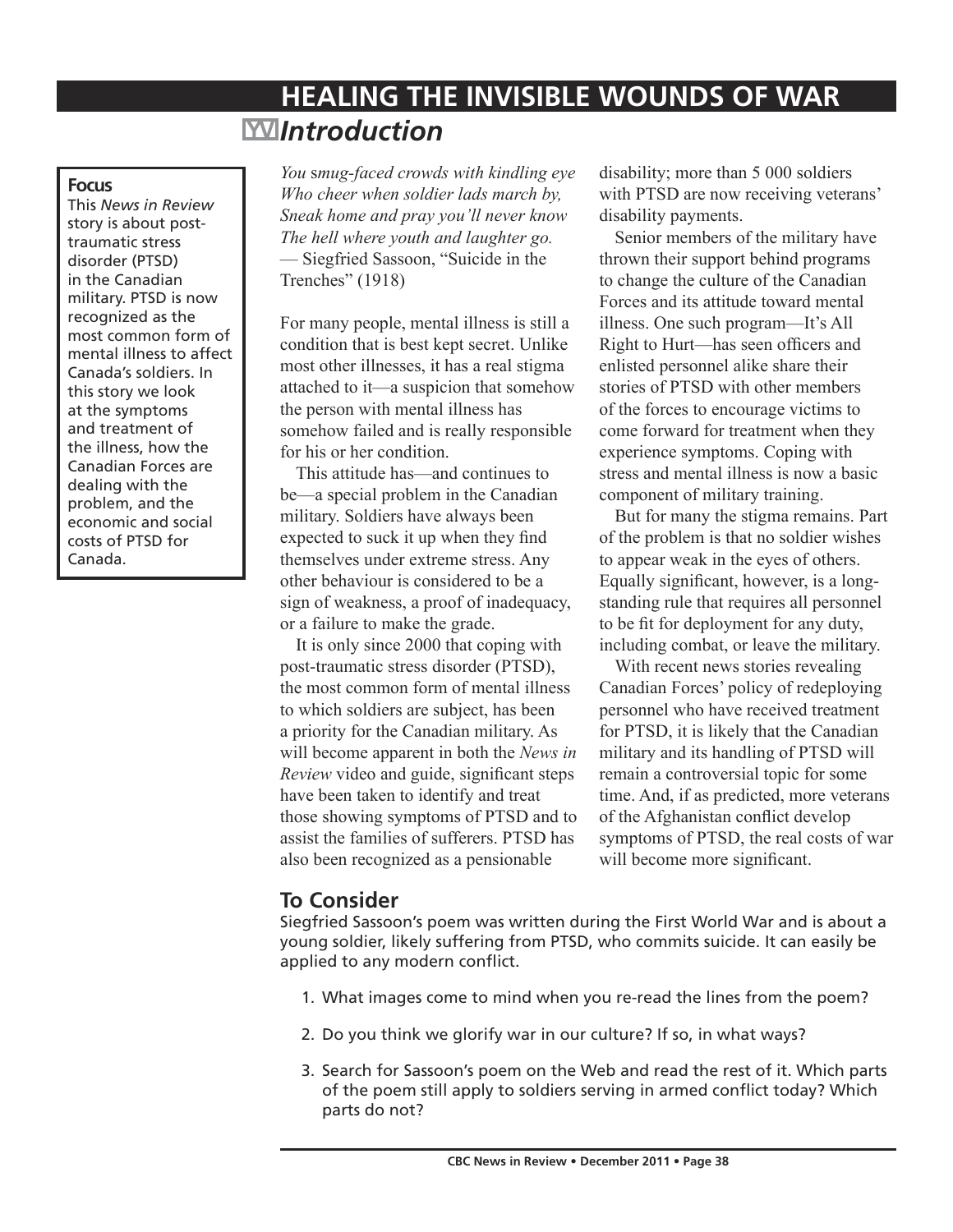# HEALING THE INVISIBLE WOUNDS OF WAR

## Introduction

**Focus**

This *News in Review* story is about post-traumatic stress disorder (PTSD) in the Canadian military. PTSD is now recognized as the most common form of mental illness to affect Canada's soldiers. In this story we look at the symptoms and treatment of the illness, how the Canadian Forces are dealing with the problem, and the economic and social costs of PTSD for Canada.

*You smug-faced crowds with kindling eye*
*Who cheer when soldier lads march by,*
*Sneak home and pray you'll never know*
*The hell where youth and laughter go.*
— Siegfried Sassoon, "Suicide in the Trenches" (1918)

For many people, mental illness is still a condition that is best kept secret. Unlike most other illnesses, it has a real stigma attached to it—a suspicion that somehow the person with mental illness has somehow failed and is really responsible for his or her condition.

This attitude has—and continues to be—a special problem in the Canadian military. Soldiers have always been expected to suck it up when they find themselves under extreme stress. Any other behaviour is considered to be a sign of weakness, a proof of inadequacy, or a failure to make the grade.

It is only since 2000 that coping with post-traumatic stress disorder (PTSD), the most common form of mental illness to which soldiers are subject, has been a priority for the Canadian military. As will become apparent in both the *News in Review* video and guide, significant steps have been taken to identify and treat those showing symptoms of PTSD and to assist the families of sufferers. PTSD has also been recognized as a pensionable disability; more than 5 000 soldiers with PTSD are now receiving veterans' disability payments.

Senior members of the military have thrown their support behind programs to change the culture of the Canadian Forces and its attitude toward mental illness. One such program—It's All Right to Hurt—has seen officers and enlisted personnel alike share their stories of PTSD with other members of the forces to encourage victims to come forward for treatment when they experience symptoms. Coping with stress and mental illness is now a basic component of military training.

But for many the stigma remains. Part of the problem is that no soldier wishes to appear weak in the eyes of others. Equally significant, however, is a long-standing rule that requires all personnel to be fit for deployment for any duty, including combat, or leave the military.

With recent news stories revealing Canadian Forces' policy of redeploying personnel who have received treatment for PTSD, it is likely that the Canadian military and its handling of PTSD will remain a controversial topic for some time. And, if as predicted, more veterans of the Afghanistan conflict develop symptoms of PTSD, the real costs of war will become more significant.

## To Consider

Siegfried Sassoon's poem was written during the First World War and is about a young soldier, likely suffering from PTSD, who commits suicide. It can easily be applied to any modern conflict.

1. What images come to mind when you re-read the lines from the poem?
2. Do you think we glorify war in our culture? If so, in what ways?
3. Search for Sassoon's poem on the Web and read the rest of it. Which parts of the poem still apply to soldiers serving in armed conflict today? Which parts do not?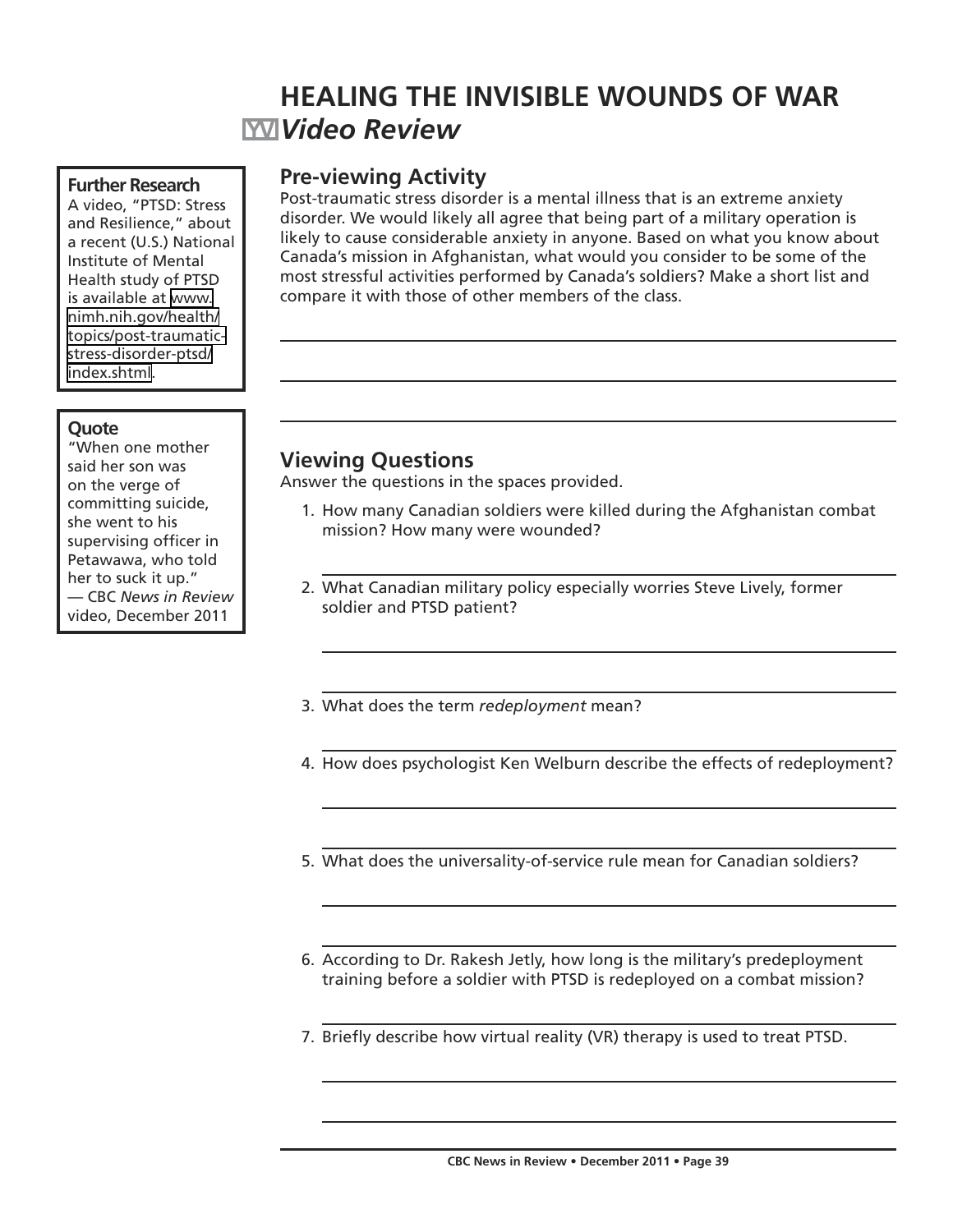# HEALING THE INVISIBLE WOUNDS OF WAR

## *Video Review*

**Further Research**

A video, "PTSD: Stress and Resilience," about a recent (U.S.) National Institute of Mental Health study of PTSD is available at www.nimh.nih.gov/health/topics/post-traumatic-stress-disorder-ptsd/index.shtml.

**Quote**

"When one mother said her son was on the verge of committing suicide, she went to his supervising officer in Petawawa, who told her to suck it up."
— CBC *News in Review* video, December 2011

## Pre-viewing Activity

Post-traumatic stress disorder is a mental illness that is an extreme anxiety disorder. We would likely all agree that being part of a military operation is likely to cause considerable anxiety in anyone. Based on what you know about Canada's mission in Afghanistan, what would you consider to be some of the most stressful activities performed by Canada's soldiers? Make a short list and compare it with those of other members of the class.

## Viewing Questions

Answer the questions in the spaces provided.

1. How many Canadian soldiers were killed during the Afghanistan combat mission? How many were wounded?
2. What Canadian military policy especially worries Steve Lively, former soldier and PTSD patient?
3. What does the term *redeployment* mean?
4. How does psychologist Ken Welburn describe the effects of redeployment?
5. What does the universality-of-service rule mean for Canadian soldiers?
6. According to Dr. Rakesh Jetly, how long is the military's predeployment training before a soldier with PTSD is redeployed on a combat mission?
7. Briefly describe how virtual reality (VR) therapy is used to treat PTSD.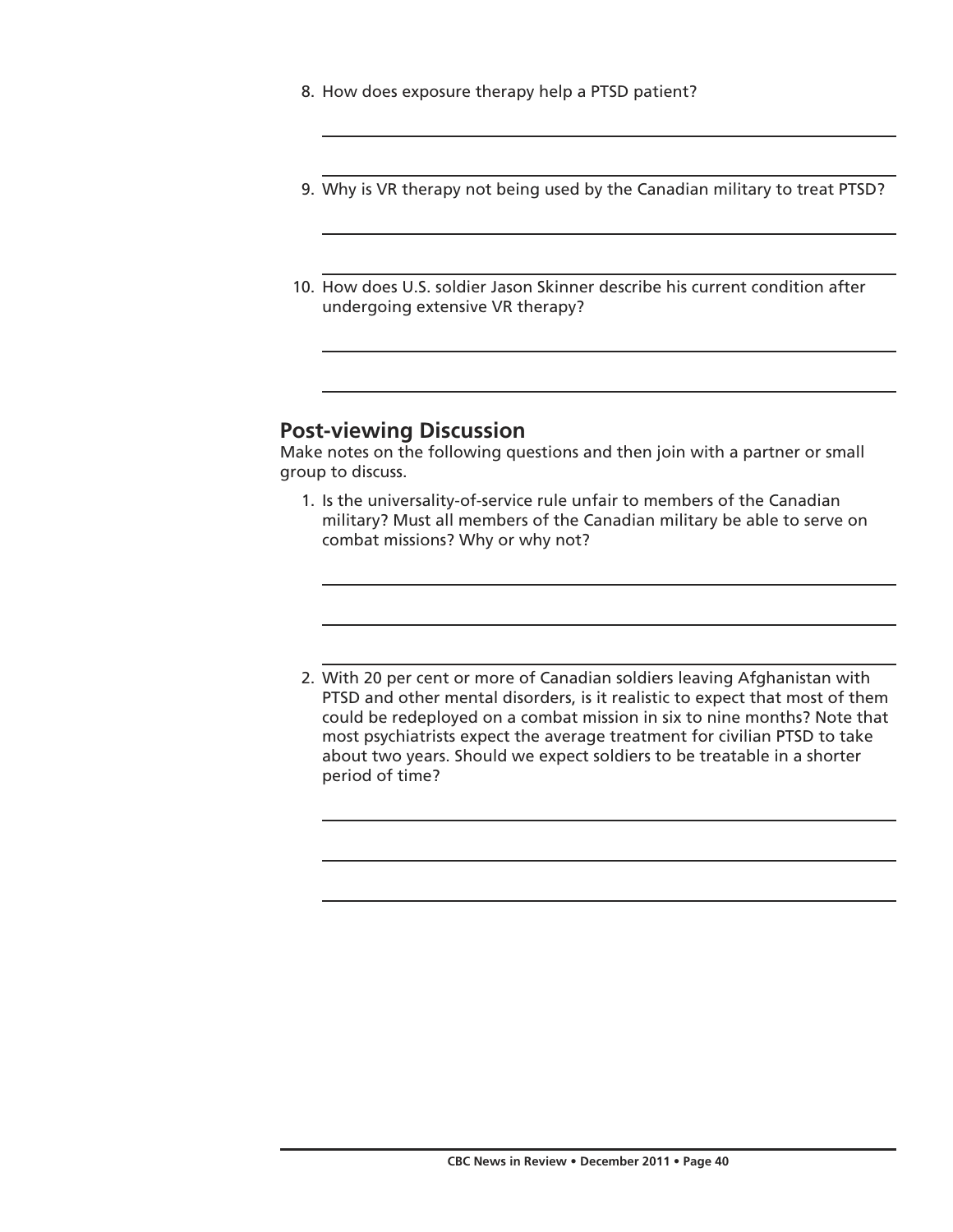8. How does exposure therapy help a PTSD patient?

9. Why is VR therapy not being used by the Canadian military to treat PTSD?

10. How does U.S. soldier Jason Skinner describe his current condition after undergoing extensive VR therapy?

## Post-viewing Discussion

Make notes on the following questions and then join with a partner or small group to discuss.

1. Is the universality-of-service rule unfair to members of the Canadian military? Must all members of the Canadian military be able to serve on combat missions? Why or why not?

2. With 20 per cent or more of Canadian soldiers leaving Afghanistan with PTSD and other mental disorders, is it realistic to expect that most of them could be redeployed on a combat mission in six to nine months? Note that most psychiatrists expect the average treatment for civilian PTSD to take about two years. Should we expect soldiers to be treatable in a shorter period of time?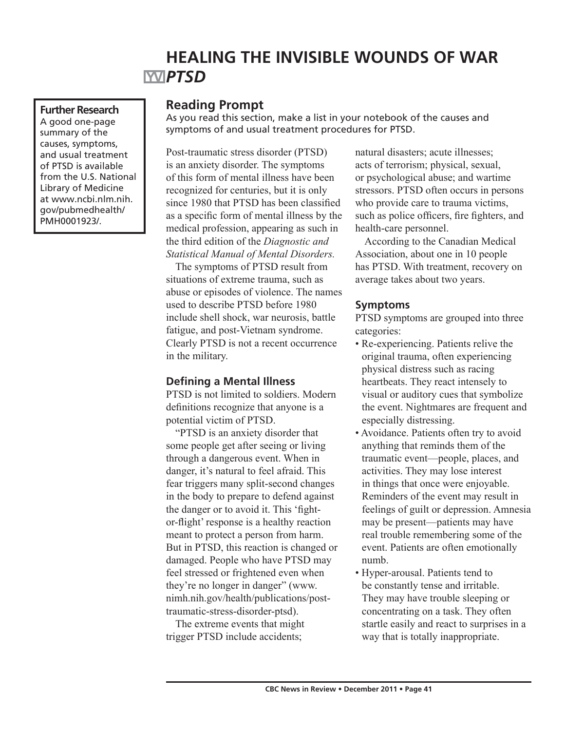# HEALING THE INVISIBLE WOUNDS OF WAR

## *PTSD*

**Further Research**
A good one-page summary of the causes, symptoms, and usual treatment of PTSD is available from the U.S. National Library of Medicine at www.ncbi.nlm.nih.gov/pubmedhealth/PMH0001923/.

### Reading Prompt

As you read this section, make a list in your notebook of the causes and symptoms of and usual treatment procedures for PTSD.

Post-traumatic stress disorder (PTSD) is an anxiety disorder. The symptoms of this form of mental illness have been recognized for centuries, but it is only since 1980 that PTSD has been classified as a specific form of mental illness by the medical profession, appearing as such in the third edition of the *Diagnostic and Statistical Manual of Mental Disorders.*

The symptoms of PTSD result from situations of extreme trauma, such as abuse or episodes of violence. The names used to describe PTSD before 1980 include shell shock, war neurosis, battle fatigue, and post-Vietnam syndrome. Clearly PTSD is not a recent occurrence in the military.

### Defining a Mental Illness

PTSD is not limited to soldiers. Modern definitions recognize that anyone is a potential victim of PTSD.

"PTSD is an anxiety disorder that some people get after seeing or living through a dangerous event. When in danger, it's natural to feel afraid. This fear triggers many split-second changes in the body to prepare to defend against the danger or to avoid it. This 'fight-or-flight' response is a healthy reaction meant to protect a person from harm. But in PTSD, this reaction is changed or damaged. People who have PTSD may feel stressed or frightened even when they're no longer in danger" (www.nimh.nih.gov/health/publications/post-traumatic-stress-disorder-ptsd).

The extreme events that might trigger PTSD include accidents; natural disasters; acute illnesses; acts of terrorism; physical, sexual, or psychological abuse; and wartime stressors. PTSD often occurs in persons who provide care to trauma victims, such as police officers, fire fighters, and health-care personnel.

According to the Canadian Medical Association, about one in 10 people has PTSD. With treatment, recovery on average takes about two years.

### Symptoms

PTSD symptoms are grouped into three categories:

- Re-experiencing. Patients relive the original trauma, often experiencing physical distress such as racing heartbeats. They react intensely to visual or auditory cues that symbolize the event. Nightmares are frequent and especially distressing.
- Avoidance. Patients often try to avoid anything that reminds them of the traumatic event—people, places, and activities. They may lose interest in things that once were enjoyable. Reminders of the event may result in feelings of guilt or depression. Amnesia may be present—patients may have real trouble remembering some of the event. Patients are often emotionally numb.
- Hyper-arousal. Patients tend to be constantly tense and irritable. They may have trouble sleeping or concentrating on a task. They often startle easily and react to surprises in a way that is totally inappropriate.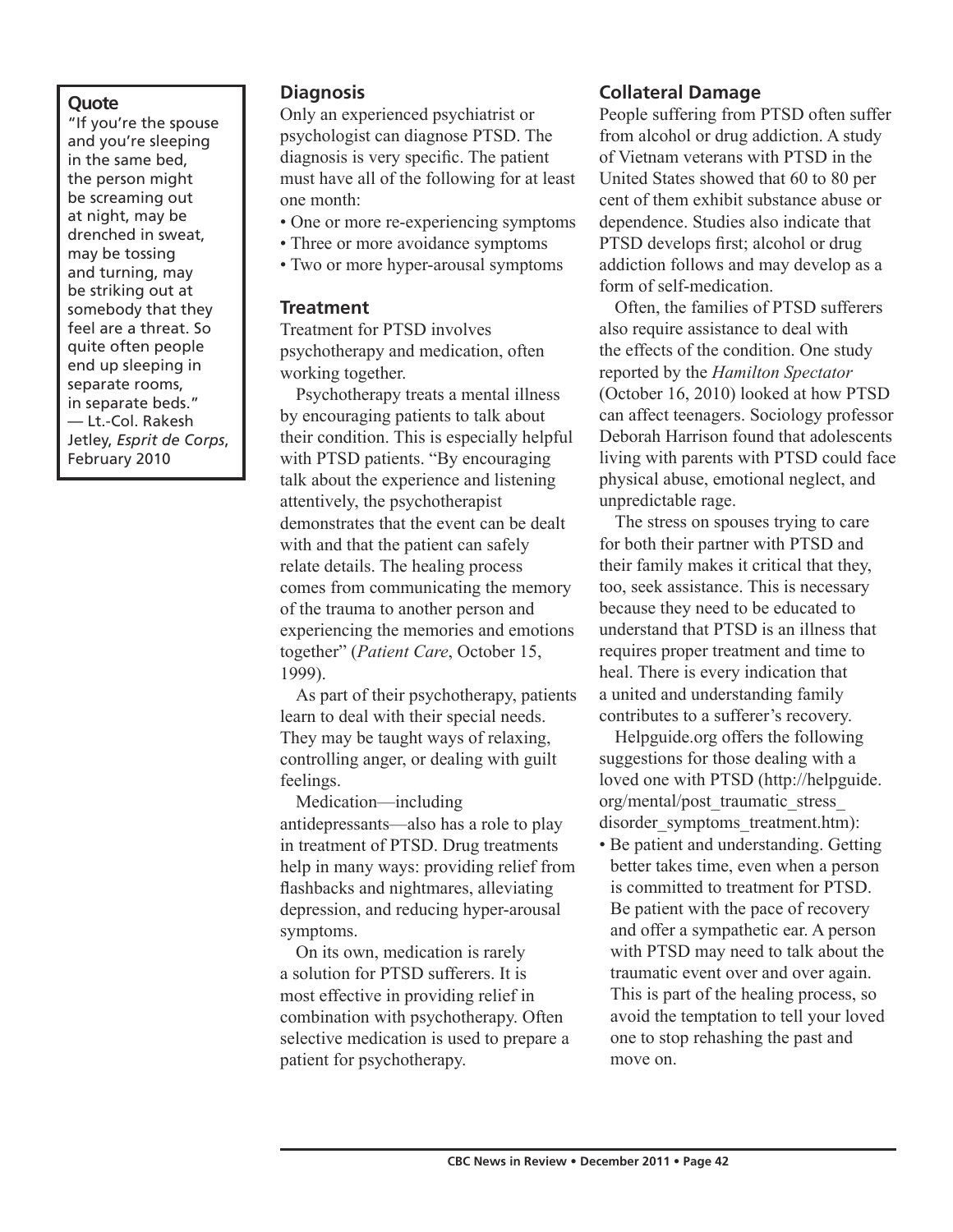**Quote**

"If you're the spouse and you're sleeping in the same bed, the person might be screaming out at night, may be drenched in sweat, may be tossing and turning, may be striking out at somebody that they feel are a threat. So quite often people end up sleeping in separate rooms, in separate beds." — Lt.-Col. Rakesh Jetley, *Esprit de Corps*, February 2010

### Diagnosis

Only an experienced psychiatrist or psychologist can diagnose PTSD. The diagnosis is very specific. The patient must have all of the following for at least one month:

- One or more re-experiencing symptoms
- Three or more avoidance symptoms
- Two or more hyper-arousal symptoms

### Treatment

Treatment for PTSD involves psychotherapy and medication, often working together.

Psychotherapy treats a mental illness by encouraging patients to talk about their condition. This is especially helpful with PTSD patients. "By encouraging talk about the experience and listening attentively, the psychotherapist demonstrates that the event can be dealt with and that the patient can safely relate details. The healing process comes from communicating the memory of the trauma to another person and experiencing the memories and emotions together" (*Patient Care*, October 15, 1999).

As part of their psychotherapy, patients learn to deal with their special needs. They may be taught ways of relaxing, controlling anger, or dealing with guilt feelings.

Medication—including antidepressants—also has a role to play in treatment of PTSD. Drug treatments help in many ways: providing relief from flashbacks and nightmares, alleviating depression, and reducing hyper-arousal symptoms.

On its own, medication is rarely a solution for PTSD sufferers. It is most effective in providing relief in combination with psychotherapy. Often selective medication is used to prepare a patient for psychotherapy.

### Collateral Damage

People suffering from PTSD often suffer from alcohol or drug addiction. A study of Vietnam veterans with PTSD in the United States showed that 60 to 80 per cent of them exhibit substance abuse or dependence. Studies also indicate that PTSD develops first; alcohol or drug addiction follows and may develop as a form of self-medication.

Often, the families of PTSD sufferers also require assistance to deal with the effects of the condition. One study reported by the *Hamilton Spectator* (October 16, 2010) looked at how PTSD can affect teenagers. Sociology professor Deborah Harrison found that adolescents living with parents with PTSD could face physical abuse, emotional neglect, and unpredictable rage.

The stress on spouses trying to care for both their partner with PTSD and their family makes it critical that they, too, seek assistance. This is necessary because they need to be educated to understand that PTSD is an illness that requires proper treatment and time to heal. There is every indication that a united and understanding family contributes to a sufferer's recovery.

Helpguide.org offers the following suggestions for those dealing with a loved one with PTSD (http://helpguide.org/mental/post_traumatic_stress_disorder_symptoms_treatment.htm):

- Be patient and understanding. Getting better takes time, even when a person is committed to treatment for PTSD. Be patient with the pace of recovery and offer a sympathetic ear. A person with PTSD may need to talk about the traumatic event over and over again. This is part of the healing process, so avoid the temptation to tell your loved one to stop rehashing the past and move on.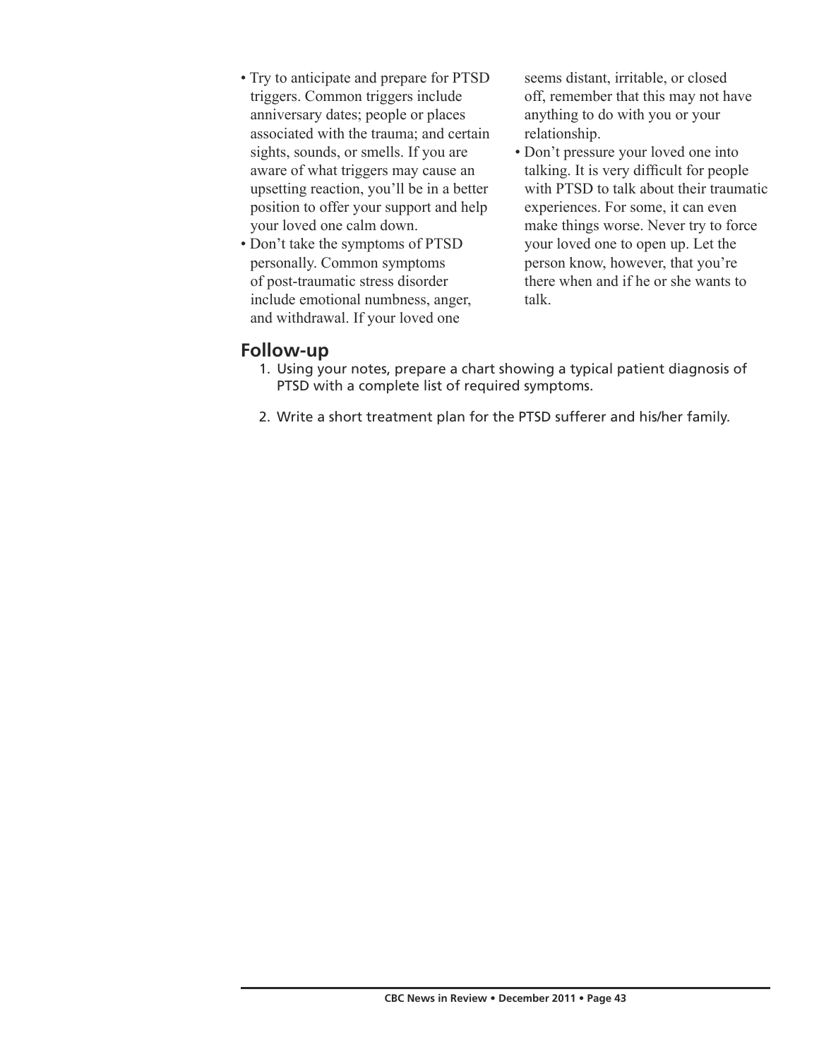- Try to anticipate and prepare for PTSD triggers. Common triggers include anniversary dates; people or places associated with the trauma; and certain sights, sounds, or smells. If you are aware of what triggers may cause an upsetting reaction, you'll be in a better position to offer your support and help your loved one calm down.
- Don't take the symptoms of PTSD personally. Common symptoms of post-traumatic stress disorder include emotional numbness, anger, and withdrawal. If your loved one seems distant, irritable, or closed off, remember that this may not have anything to do with you or your relationship.
- Don't pressure your loved one into talking. It is very difficult for people with PTSD to talk about their traumatic experiences. For some, it can even make things worse. Never try to force your loved one to open up. Let the person know, however, that you're there when and if he or she wants to talk.

## Follow-up

1. Using your notes, prepare a chart showing a typical patient diagnosis of PTSD with a complete list of required symptoms.
2. Write a short treatment plan for the PTSD sufferer and his/her family.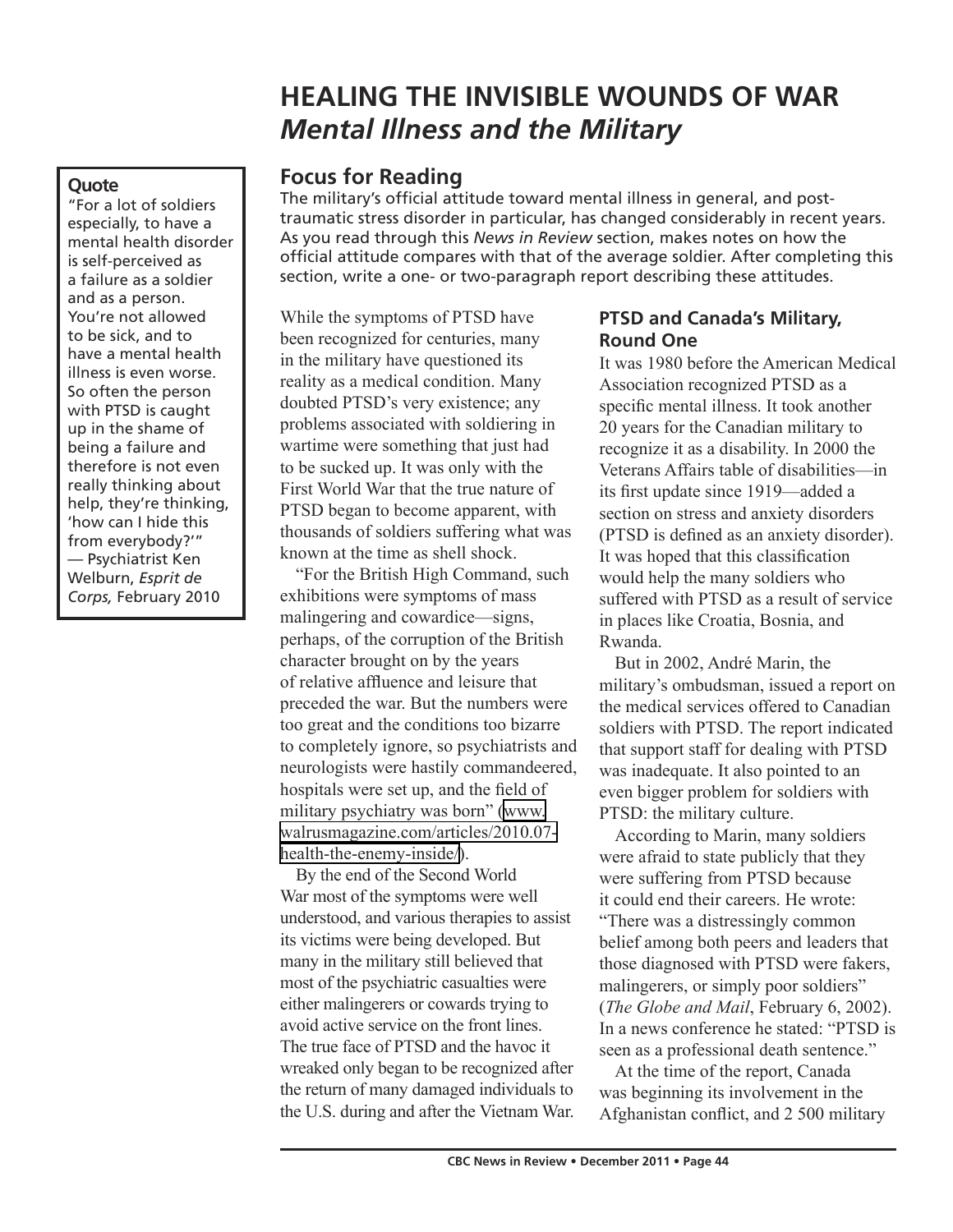# HEALING THE INVISIBLE WOUNDS OF WAR
## *Mental Illness and the Military*

**Quote**

"For a lot of soldiers especially, to have a mental health disorder is self-perceived as a failure as a soldier and as a person. You're not allowed to be sick, and to have a mental health illness is even worse. So often the person with PTSD is caught up in the shame of being a failure and therefore is not even really thinking about help, they're thinking, 'how can I hide this from everybody?'" — Psychiatrist Ken Welburn, *Esprit de Corps,* February 2010

### Focus for Reading

The military's official attitude toward mental illness in general, and post-traumatic stress disorder in particular, has changed considerably in recent years. As you read through this *News in Review* section, makes notes on how the official attitude compares with that of the average soldier. After completing this section, write a one- or two-paragraph report describing these attitudes.

While the symptoms of PTSD have been recognized for centuries, many in the military have questioned its reality as a medical condition. Many doubted PTSD's very existence; any problems associated with soldiering in wartime were something that just had to be sucked up. It was only with the First World War that the true nature of PTSD began to become apparent, with thousands of soldiers suffering what was known at the time as shell shock.

"For the British High Command, such exhibitions were symptoms of mass malingering and cowardice—signs, perhaps, of the corruption of the British character brought on by the years of relative affluence and leisure that preceded the war. But the numbers were too great and the conditions too bizarre to completely ignore, so psychiatrists and neurologists were hastily commandeered, hospitals were set up, and the field of military psychiatry was born" (www.walrusmagazine.com/articles/2010.07-health-the-enemy-inside/).

By the end of the Second World War most of the symptoms were well understood, and various therapies to assist its victims were being developed. But many in the military still believed that most of the psychiatric casualties were either malingerers or cowards trying to avoid active service on the front lines. The true face of PTSD and the havoc it wreaked only began to be recognized after the return of many damaged individuals to the U.S. during and after the Vietnam War.

### PTSD and Canada's Military, Round One

It was 1980 before the American Medical Association recognized PTSD as a specific mental illness. It took another 20 years for the Canadian military to recognize it as a disability. In 2000 the Veterans Affairs table of disabilities—in its first update since 1919—added a section on stress and anxiety disorders (PTSD is defined as an anxiety disorder). It was hoped that this classification would help the many soldiers who suffered with PTSD as a result of service in places like Croatia, Bosnia, and Rwanda.

But in 2002, André Marin, the military's ombudsman, issued a report on the medical services offered to Canadian soldiers with PTSD. The report indicated that support staff for dealing with PTSD was inadequate. It also pointed to an even bigger problem for soldiers with PTSD: the military culture.

According to Marin, many soldiers were afraid to state publicly that they were suffering from PTSD because it could end their careers. He wrote: "There was a distressingly common belief among both peers and leaders that those diagnosed with PTSD were fakers, malingerers, or simply poor soldiers" (*The Globe and Mail*, February 6, 2002). In a news conference he stated: "PTSD is seen as a professional death sentence."

At the time of the report, Canada was beginning its involvement in the Afghanistan conflict, and 2 500 military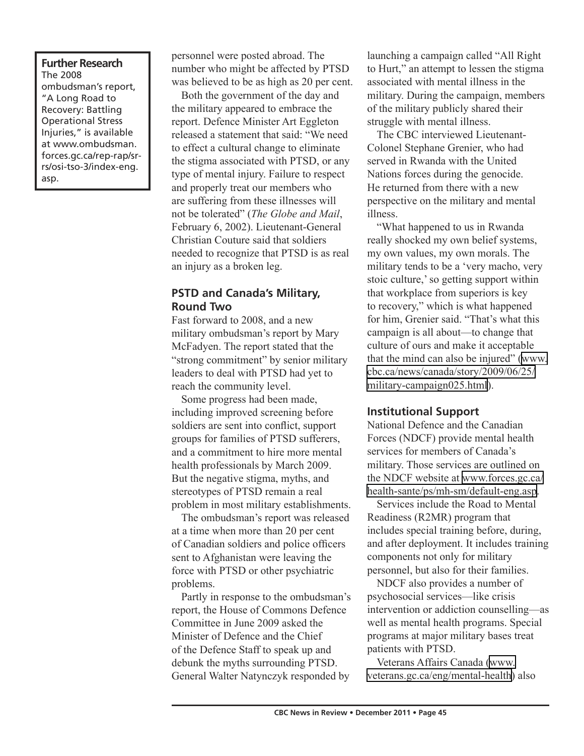**Further Research**
The 2008 ombudsman's report, "A Long Road to Recovery: Battling Operational Stress Injuries," is available at www.ombudsman.forces.gc.ca/rep-rap/sr-rs/osi-tso-3/index-eng.asp.

personnel were posted abroad. The number who might be affected by PTSD was believed to be as high as 20 per cent.

Both the government of the day and the military appeared to embrace the report. Defence Minister Art Eggleton released a statement that said: "We need to effect a cultural change to eliminate the stigma associated with PTSD, or any type of mental injury. Failure to respect and properly treat our members who are suffering from these illnesses will not be tolerated" (*The Globe and Mail*, February 6, 2002). Lieutenant-General Christian Couture said that soldiers needed to recognize that PTSD is as real an injury as a broken leg.

### PSTD and Canada's Military, Round Two

Fast forward to 2008, and a new military ombudsman's report by Mary McFadyen. The report stated that the "strong commitment" by senior military leaders to deal with PTSD had yet to reach the community level.

Some progress had been made, including improved screening before soldiers are sent into conflict, support groups for families of PTSD sufferers, and a commitment to hire more mental health professionals by March 2009. But the negative stigma, myths, and stereotypes of PTSD remain a real problem in most military establishments.

The ombudsman's report was released at a time when more than 20 per cent of Canadian soldiers and police officers sent to Afghanistan were leaving the force with PTSD or other psychiatric problems.

Partly in response to the ombudsman's report, the House of Commons Defence Committee in June 2009 asked the Minister of Defence and the Chief of the Defence Staff to speak up and debunk the myths surrounding PTSD. General Walter Natynczyk responded by launching a campaign called "All Right to Hurt," an attempt to lessen the stigma associated with mental illness in the military. During the campaign, members of the military publicly shared their struggle with mental illness.

The CBC interviewed Lieutenant-Colonel Stephane Grenier, who had served in Rwanda with the United Nations forces during the genocide. He returned from there with a new perspective on the military and mental illness.

"What happened to us in Rwanda really shocked my own belief systems, my own values, my own morals. The military tends to be a 'very macho, very stoic culture,' so getting support within that workplace from superiors is key to recovery," which is what happened for him, Grenier said. "That's what this campaign is all about—to change that culture of ours and make it acceptable that the mind can also be injured" (www.cbc.ca/news/canada/story/2009/06/25/military-campaign025.html).

### Institutional Support

National Defence and the Canadian Forces (NDCF) provide mental health services for members of Canada's military. Those services are outlined on the NDCF website at www.forces.gc.ca/health-sante/ps/mh-sm/default-eng.asp.

Services include the Road to Mental Readiness (R2MR) program that includes special training before, during, and after deployment. It includes training components not only for military personnel, but also for their families.

NDCF also provides a number of psychosocial services—like crisis intervention or addiction counselling—as well as mental health programs. Special programs at major military bases treat patients with PTSD.

Veterans Affairs Canada (www.veterans.gc.ca/eng/mental-health) also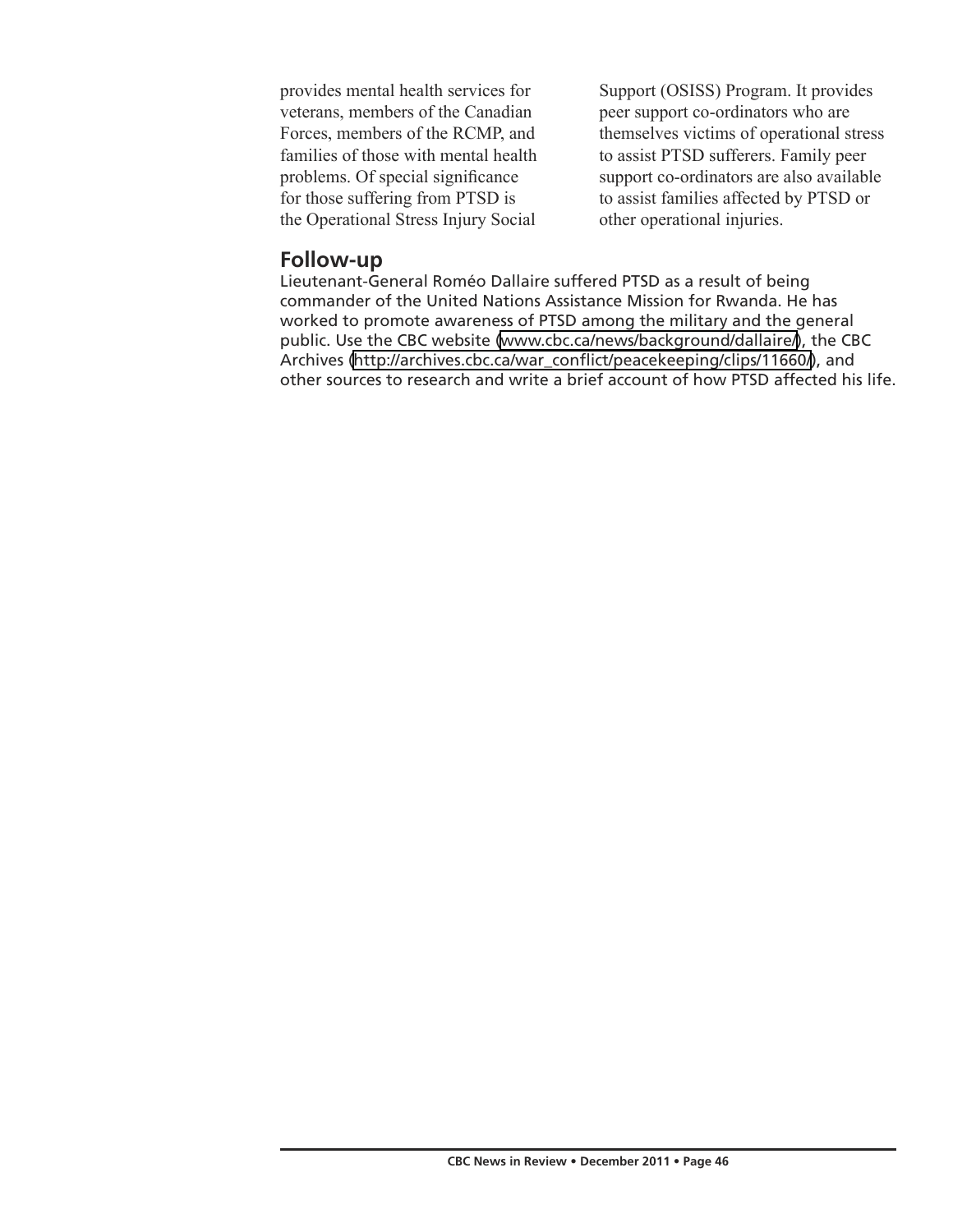provides mental health services for veterans, members of the Canadian Forces, members of the RCMP, and families of those with mental health problems. Of special significance for those suffering from PTSD is the Operational Stress Injury Social Support (OSISS) Program. It provides peer support co-ordinators who are themselves victims of operational stress to assist PTSD sufferers. Family peer support co-ordinators are also available to assist families affected by PTSD or other operational injuries.

## Follow-up

Lieutenant-General Roméo Dallaire suffered PTSD as a result of being commander of the United Nations Assistance Mission for Rwanda. He has worked to promote awareness of PTSD among the military and the general public. Use the CBC website (www.cbc.ca/news/background/dallaire/), the CBC Archives (http://archives.cbc.ca/war_conflict/peacekeeping/clips/11660/), and other sources to research and write a brief account of how PTSD affected his life.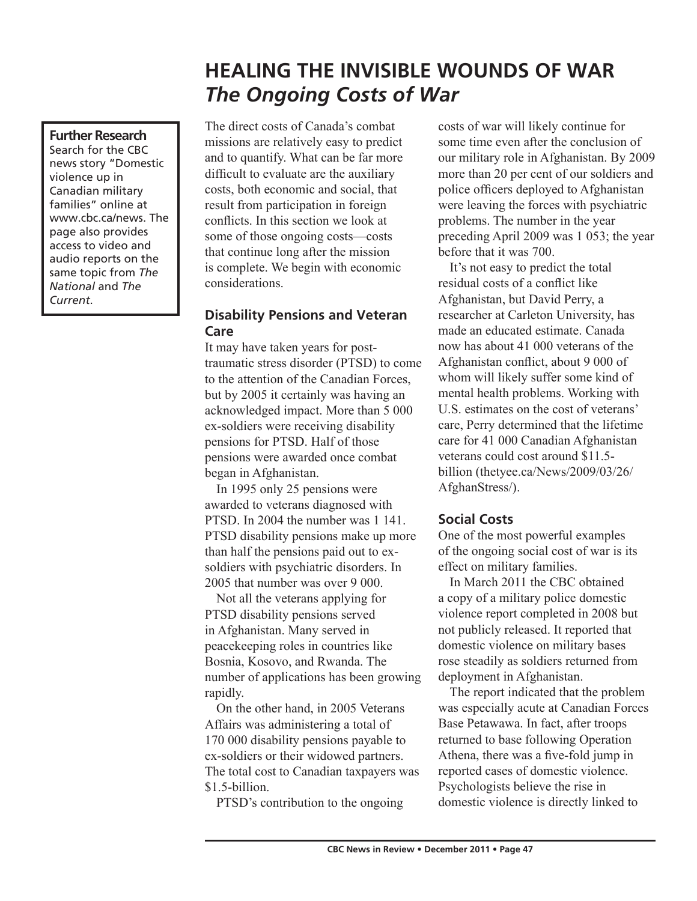# HEALING THE INVISIBLE WOUNDS OF WAR
## *The Ongoing Costs of War*

**Further Research**
Search for the CBC news story "Domestic violence up in Canadian military families" online at www.cbc.ca/news. The page also provides access to video and audio reports on the same topic from *The National* and *The Current*.

The direct costs of Canada's combat missions are relatively easy to predict and to quantify. What can be far more difficult to evaluate are the auxiliary costs, both economic and social, that result from participation in foreign conflicts. In this section we look at some of those ongoing costs—costs that continue long after the mission is complete. We begin with economic considerations.

### Disability Pensions and Veteran Care

It may have taken years for post-traumatic stress disorder (PTSD) to come to the attention of the Canadian Forces, but by 2005 it certainly was having an acknowledged impact. More than 5 000 ex-soldiers were receiving disability pensions for PTSD. Half of those pensions were awarded once combat began in Afghanistan.

In 1995 only 25 pensions were awarded to veterans diagnosed with PTSD. In 2004 the number was 1 141. PTSD disability pensions make up more than half the pensions paid out to ex-soldiers with psychiatric disorders. In 2005 that number was over 9 000.

Not all the veterans applying for PTSD disability pensions served in Afghanistan. Many served in peacekeeping roles in countries like Bosnia, Kosovo, and Rwanda. The number of applications has been growing rapidly.

On the other hand, in 2005 Veterans Affairs was administering a total of 170 000 disability pensions payable to ex-soldiers or their widowed partners. The total cost to Canadian taxpayers was $1.5-billion.

PTSD's contribution to the ongoing costs of war will likely continue for some time even after the conclusion of our military role in Afghanistan. By 2009 more than 20 per cent of our soldiers and police officers deployed to Afghanistan were leaving the forces with psychiatric problems. The number in the year preceding April 2009 was 1 053; the year before that it was 700.

It's not easy to predict the total residual costs of a conflict like Afghanistan, but David Perry, a researcher at Carleton University, has made an educated estimate. Canada now has about 41 000 veterans of the Afghanistan conflict, about 9 000 of whom will likely suffer some kind of mental health problems. Working with U.S. estimates on the cost of veterans' care, Perry determined that the lifetime care for 41 000 Canadian Afghanistan veterans could cost around $11.5-billion (thetyee.ca/News/2009/03/26/AfghanStress/).

### Social Costs

One of the most powerful examples of the ongoing social cost of war is its effect on military families.

In March 2011 the CBC obtained a copy of a military police domestic violence report completed in 2008 but not publicly released. It reported that domestic violence on military bases rose steadily as soldiers returned from deployment in Afghanistan.

The report indicated that the problem was especially acute at Canadian Forces Base Petawawa. In fact, after troops returned to base following Operation Athena, there was a five-fold jump in reported cases of domestic violence. Psychologists believe the rise in domestic violence is directly linked to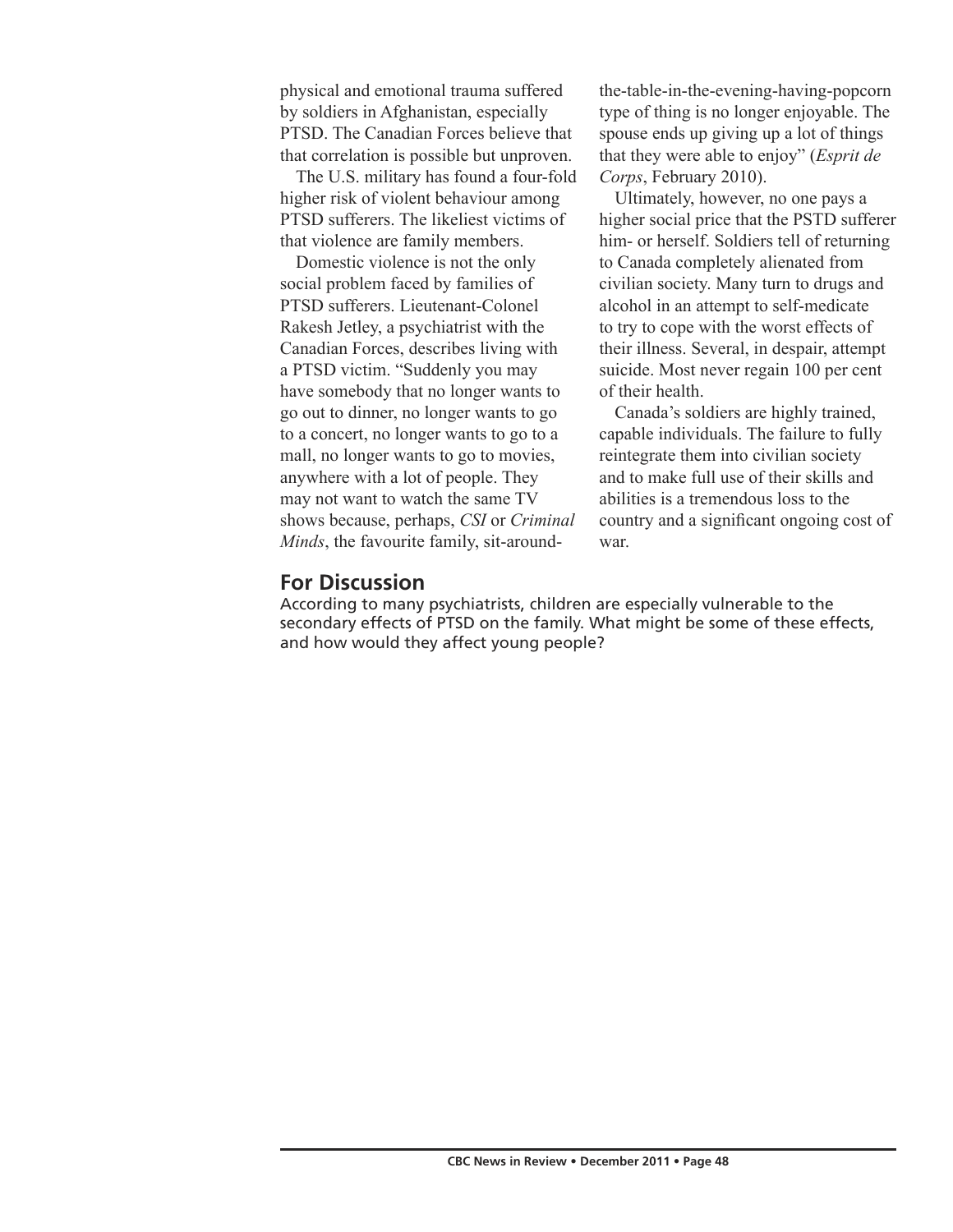physical and emotional trauma suffered by soldiers in Afghanistan, especially PTSD. The Canadian Forces believe that that correlation is possible but unproven.

The U.S. military has found a four-fold higher risk of violent behaviour among PTSD sufferers. The likeliest victims of that violence are family members.

Domestic violence is not the only social problem faced by families of PTSD sufferers. Lieutenant-Colonel Rakesh Jetley, a psychiatrist with the Canadian Forces, describes living with a PTSD victim. "Suddenly you may have somebody that no longer wants to go out to dinner, no longer wants to go to a concert, no longer wants to go to a mall, no longer wants to go to movies, anywhere with a lot of people. They may not want to watch the same TV shows because, perhaps, *CSI* or *Criminal Minds*, the favourite family, sit-around-the-table-in-the-evening-having-popcorn type of thing is no longer enjoyable. The spouse ends up giving up a lot of things that they were able to enjoy" (*Esprit de Corps*, February 2010).

Ultimately, however, no one pays a higher social price that the PSTD sufferer him- or herself. Soldiers tell of returning to Canada completely alienated from civilian society. Many turn to drugs and alcohol in an attempt to self-medicate to try to cope with the worst effects of their illness. Several, in despair, attempt suicide. Most never regain 100 per cent of their health.

Canada's soldiers are highly trained, capable individuals. The failure to fully reintegrate them into civilian society and to make full use of their skills and abilities is a tremendous loss to the country and a significant ongoing cost of war.

## For Discussion

According to many psychiatrists, children are especially vulnerable to the secondary effects of PTSD on the family. What might be some of these effects, and how would they affect young people?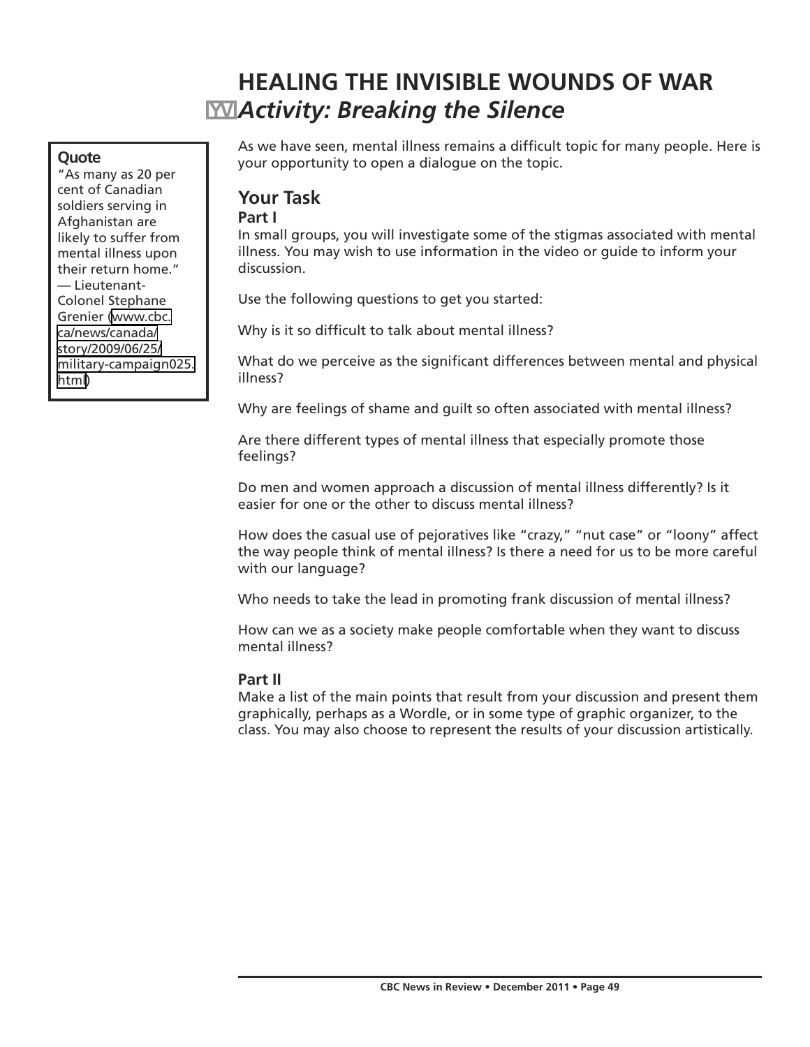# HEALING THE INVISIBLE WOUNDS OF WAR

## Activity: Breaking the Silence

> **Quote**
>
> "As many as 20 per cent of Canadian soldiers serving in Afghanistan are likely to suffer from mental illness upon their return home."
> — Lieutenant-Colonel Stephane Grenier (www.cbc.ca/news/canada/story/2009/06/25/military-campaign025.html)

As we have seen, mental illness remains a difficult topic for many people. Here is your opportunity to open a dialogue on the topic.

### Your Task

#### Part I

In small groups, you will investigate some of the stigmas associated with mental illness. You may wish to use information in the video or guide to inform your discussion.

Use the following questions to get you started:

Why is it so difficult to talk about mental illness?

What do we perceive as the significant differences between mental and physical illness?

Why are feelings of shame and guilt so often associated with mental illness?

Are there different types of mental illness that especially promote those feelings?

Do men and women approach a discussion of mental illness differently? Is it easier for one or the other to discuss mental illness?

How does the casual use of pejoratives like "crazy," "nut case" or "loony" affect the way people think of mental illness? Is there a need for us to be more careful with our language?

Who needs to take the lead in promoting frank discussion of mental illness?

How can we as a society make people comfortable when they want to discuss mental illness?

#### Part II

Make a list of the main points that result from your discussion and present them graphically, perhaps as a Wordle, or in some type of graphic organizer, to the class. You may also choose to represent the results of your discussion artistically.